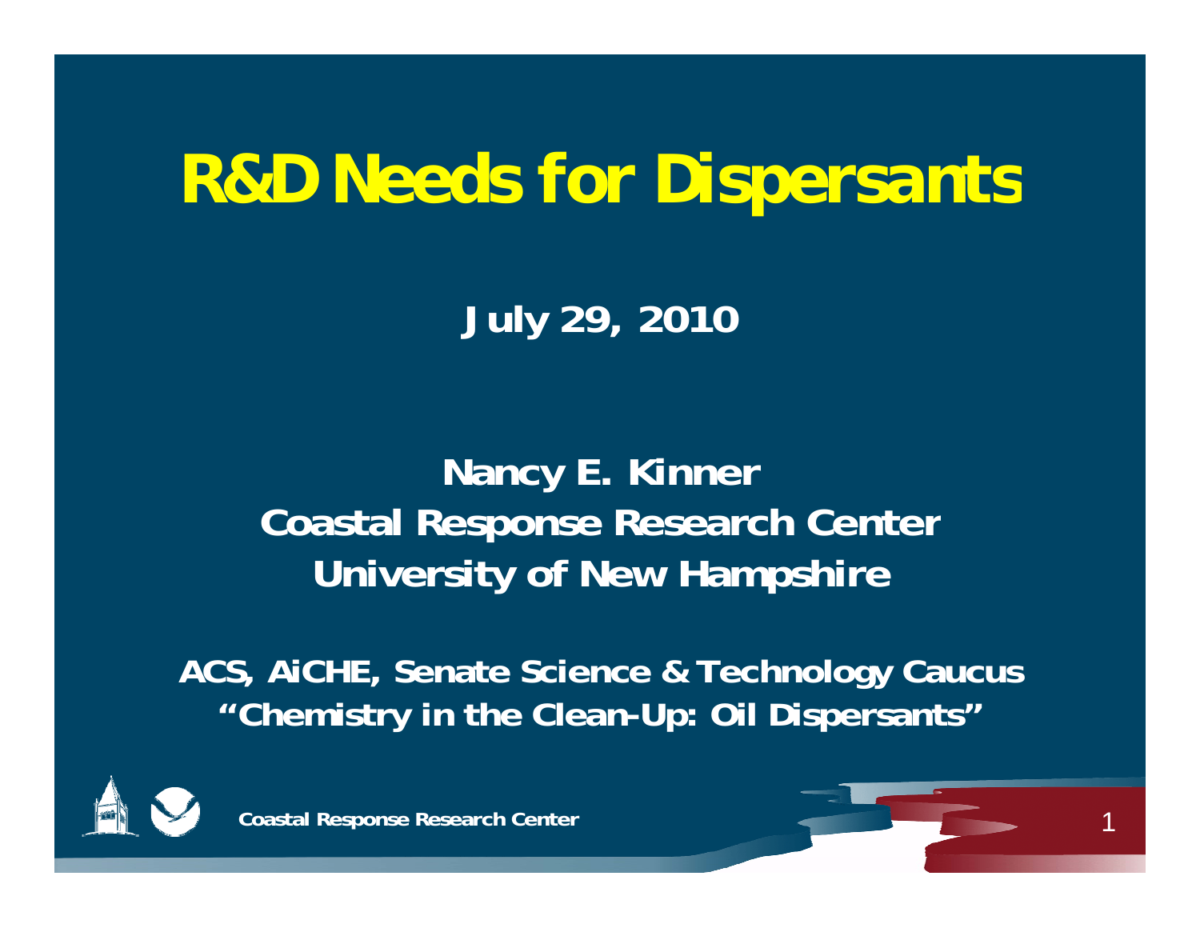# R&D Needs for Dispersants

**July 29, 2010**

**Nancy E. Kinner**
**Coastal Response Research Center**
**University of New Hampshire**

**ACS, AiCHE, Senate Science & Technology Caucus**
**"Chemistry in the Clean-Up: Oil Dispersants"**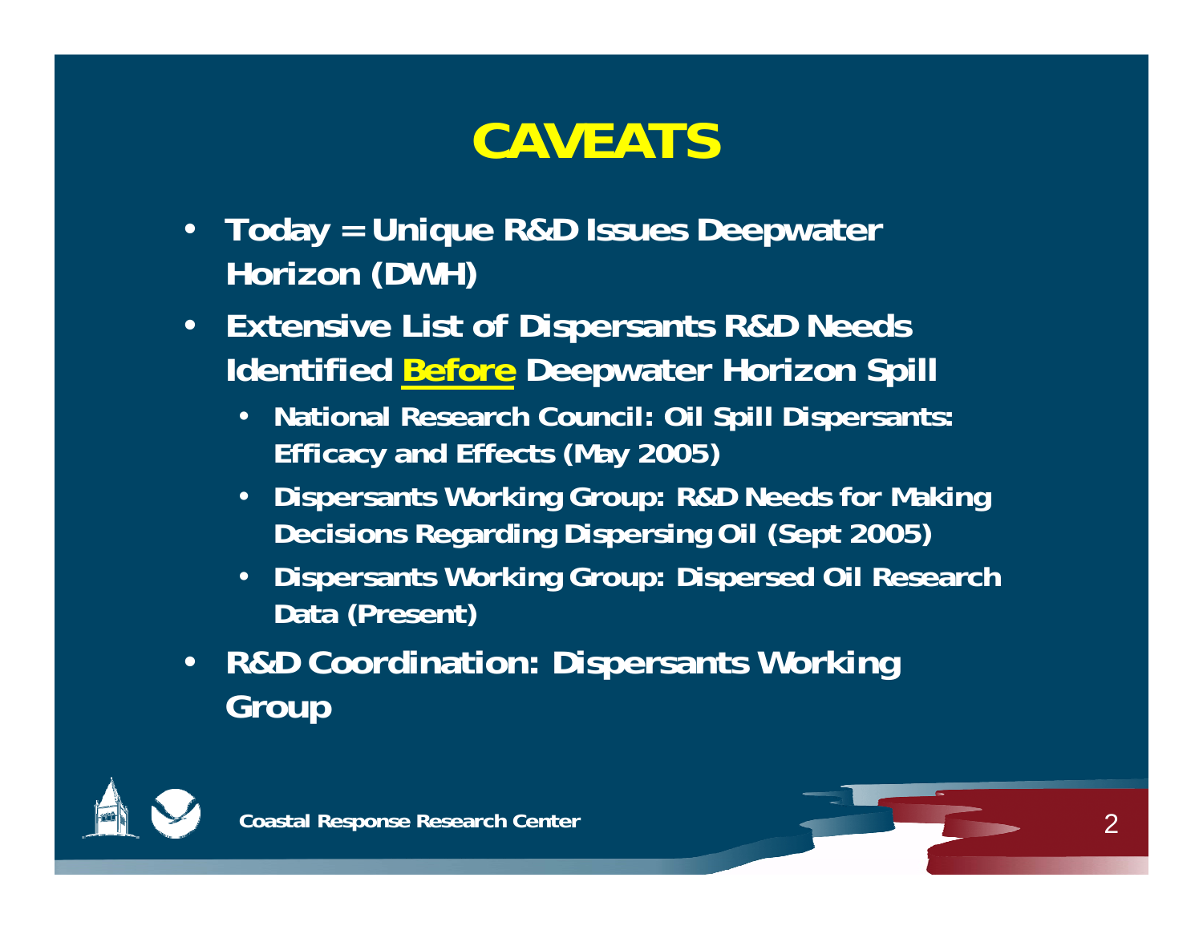# CAVEATS

- **Today = Unique R&D Issues Deepwater Horizon (DWH)**
- **Extensive List of Dispersants R&D Needs Identified <u>Before</u> Deepwater Horizon Spill**
  - **National Research Council: Oil Spill Dispersants: Efficacy and Effects (May 2005)**
  - **Dispersants Working Group: R&D Needs for Making Decisions Regarding Dispersing Oil (Sept 2005)**
  - **Dispersants Working Group: Dispersed Oil Research Data (Present)**
- **R&D Coordination: Dispersants Working Group**

**Coastal Response Research Center**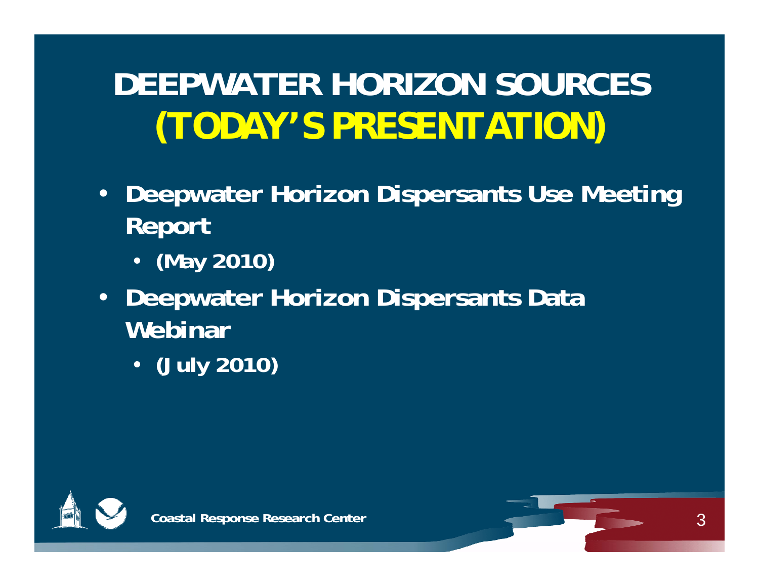# DEEPWATER HORIZON SOURCES (TODAY'S PRESENTATION)

- **Deepwater Horizon Dispersants Use Meeting Report**
  - **(May 2010)**
- **Deepwater Horizon Dispersants Data Webinar**
  - **(July 2010)**

**Coastal Response Research Center**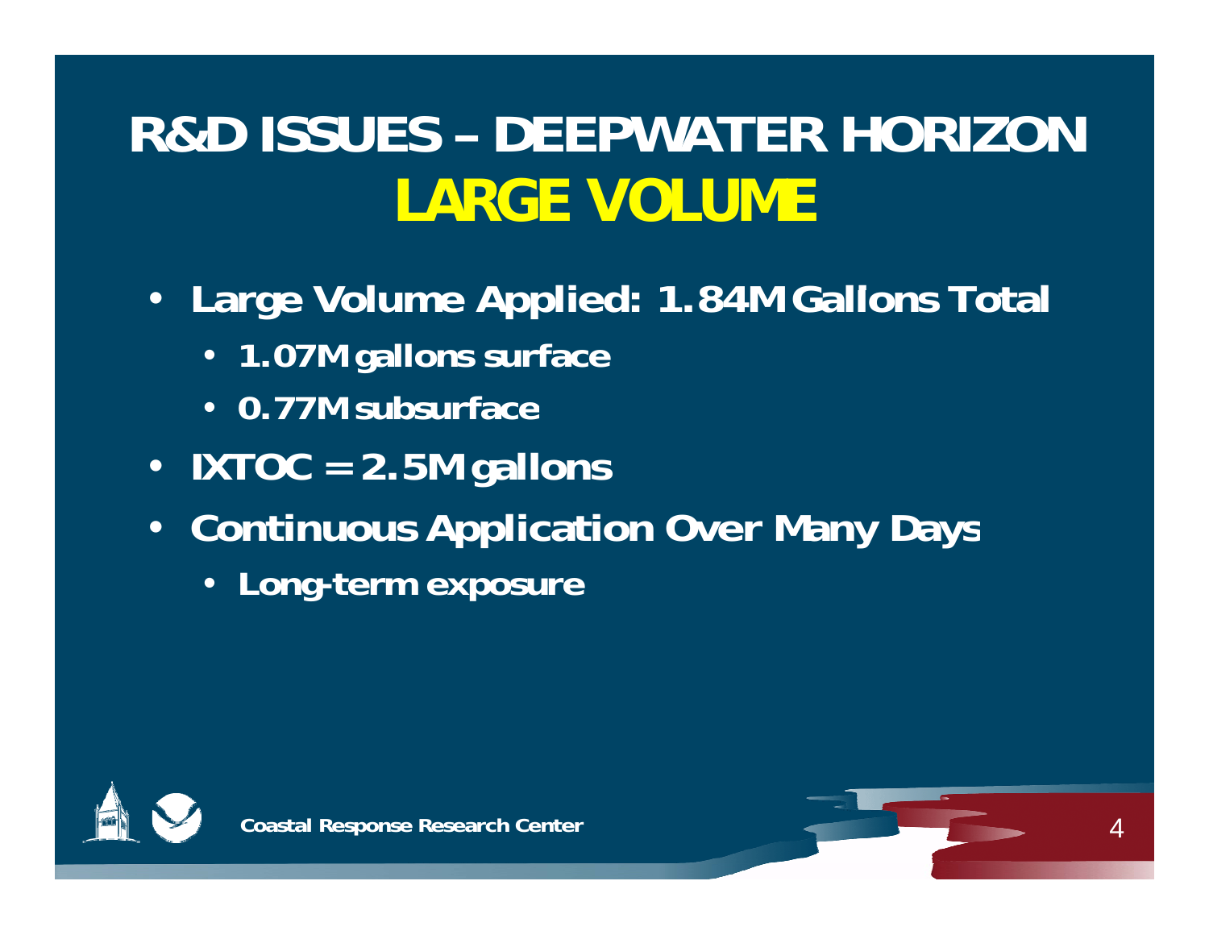# R&D ISSUES – DEEPWATER HORIZON
## LARGE VOLUME

- **Large Volume Applied: 1.84M Gallons Total**
  - **1.07M gallons surface**
  - **0.77M subsurface**
- **IXTOC = 2.5M gallons**
- **Continuous Application Over Many Days**
  - **Long-term exposure**

**Coastal Response Research Center**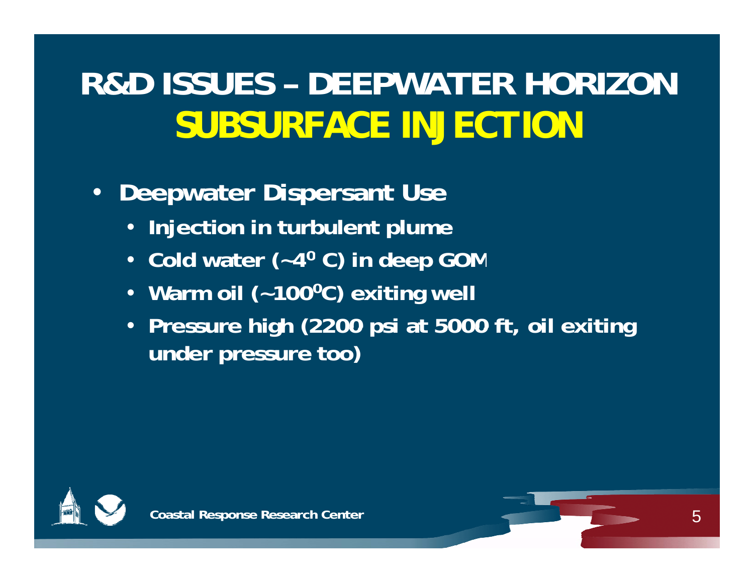# R&D ISSUES – DEEPWATER HORIZON
## SUBSURFACE INJECTION

- **Deepwater Dispersant Use**
  - **Injection in turbulent plume**
  - **Cold water (~$4^0$ C) in deep GOM**
  - **Warm oil (~$100^0$C) exiting well**
  - **Pressure high (2200 psi at 5000 ft, oil exiting under pressure too)**

Coastal Response Research Center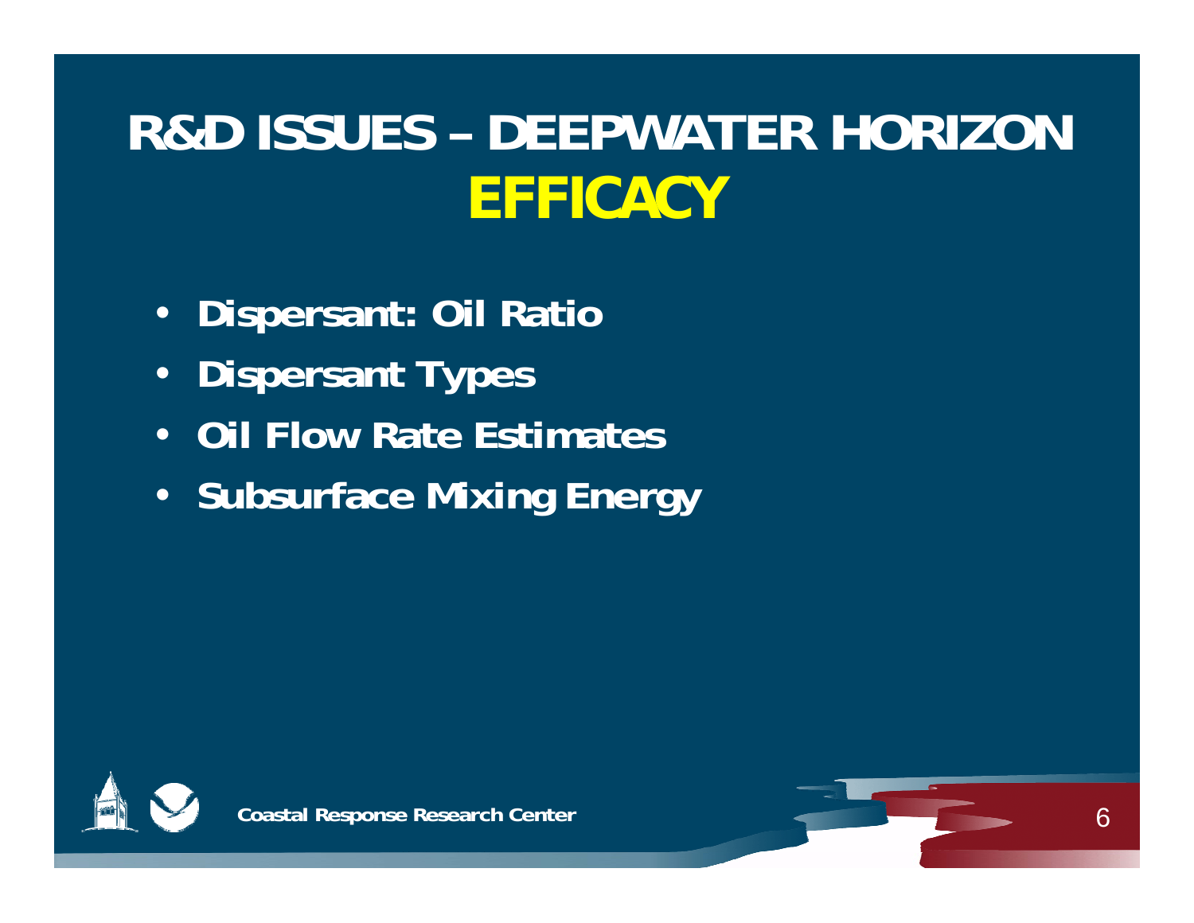# R&D ISSUES – DEEPWATER HORIZON
## EFFICACY

- **Dispersant: Oil Ratio**
- **Dispersant Types**
- **Oil Flow Rate Estimates**
- **Subsurface Mixing Energy**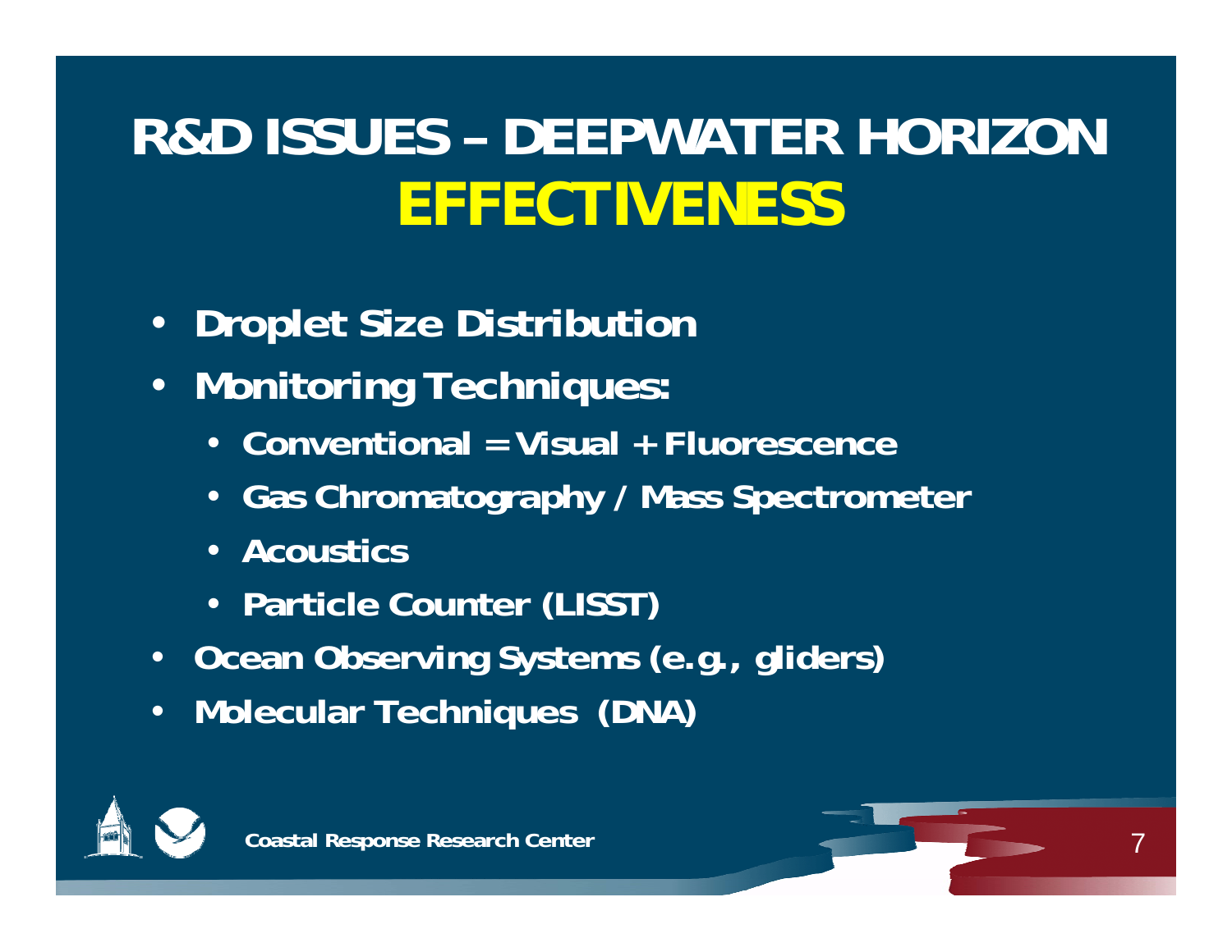# R&D ISSUES – DEEPWATER HORIZON
## EFFECTIVENESS

- Droplet Size Distribution
- Monitoring Techniques:
  - Conventional = Visual + Fluorescence
  - Gas Chromatography / Mass Spectrometer
  - Acoustics
  - Particle Counter (LISST)
- Ocean Observing Systems (e.g., gliders)
- Molecular Techniques (DNA)

Coastal Response Research Center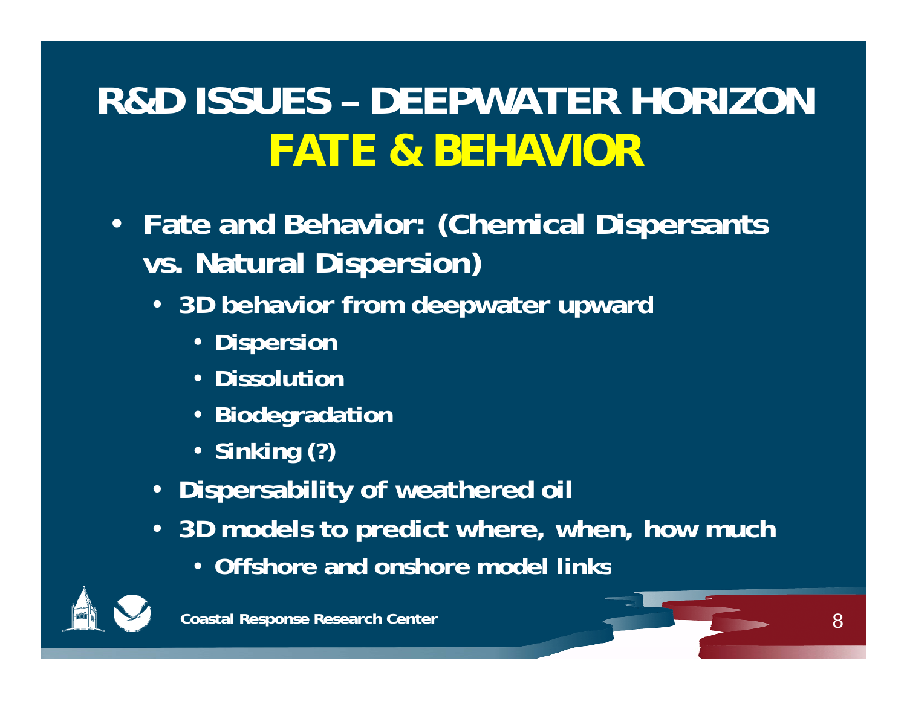# R&D ISSUES – DEEPWATER HORIZON
# FATE & BEHAVIOR

- **Fate and Behavior: (Chemical Dispersants vs. Natural Dispersion)**
  - **3D behavior from deepwater upward**
    - **Dispersion**
    - **Dissolution**
    - **Biodegradation**
    - **Sinking (?)**
  - **Dispersability of weathered oil**
  - **3D models to predict where, when, how much**
    - **Offshore and onshore model links**

**Coastal Response Research Center**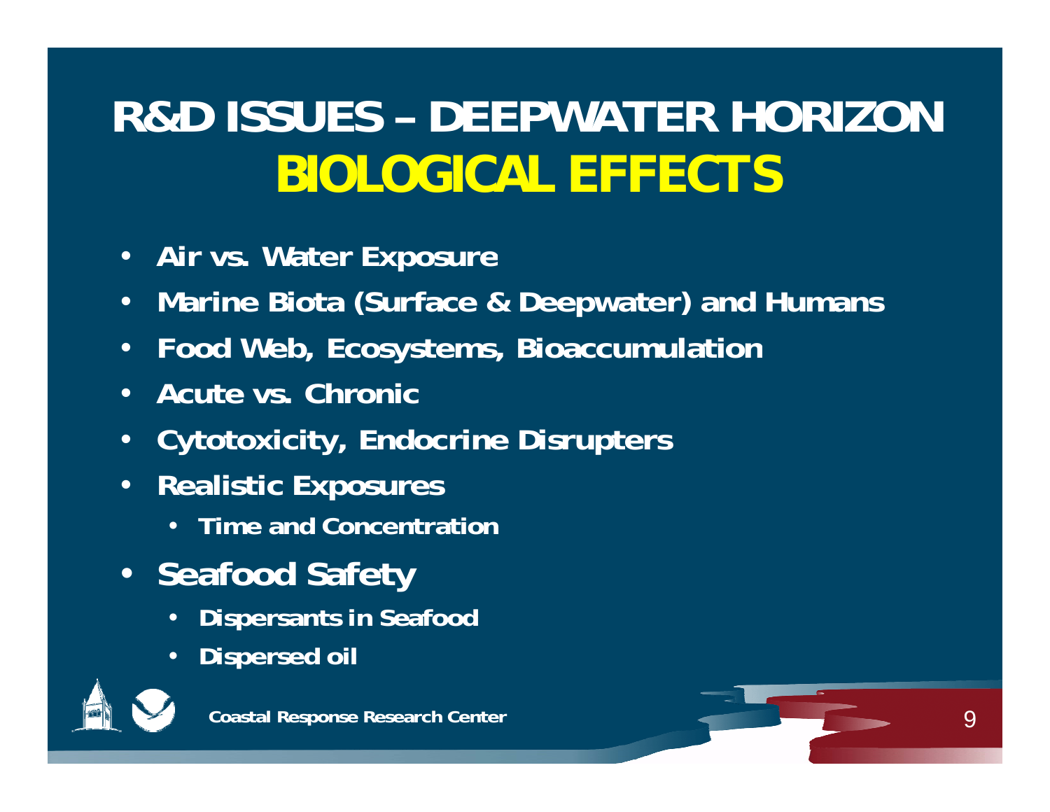# R&D ISSUES – DEEPWATER HORIZON
## BIOLOGICAL EFFECTS

- **Air vs. Water Exposure**
- **Marine Biota (Surface & Deepwater) and Humans**
- **Food Web, Ecosystems, Bioaccumulation**
- **Acute vs. Chronic**
- **Cytotoxicity, Endocrine Disrupters**
- **Realistic Exposures**
  - **Time and Concentration**
- **Seafood Safety**
  - **Dispersants in Seafood**
  - **Dispersed oil**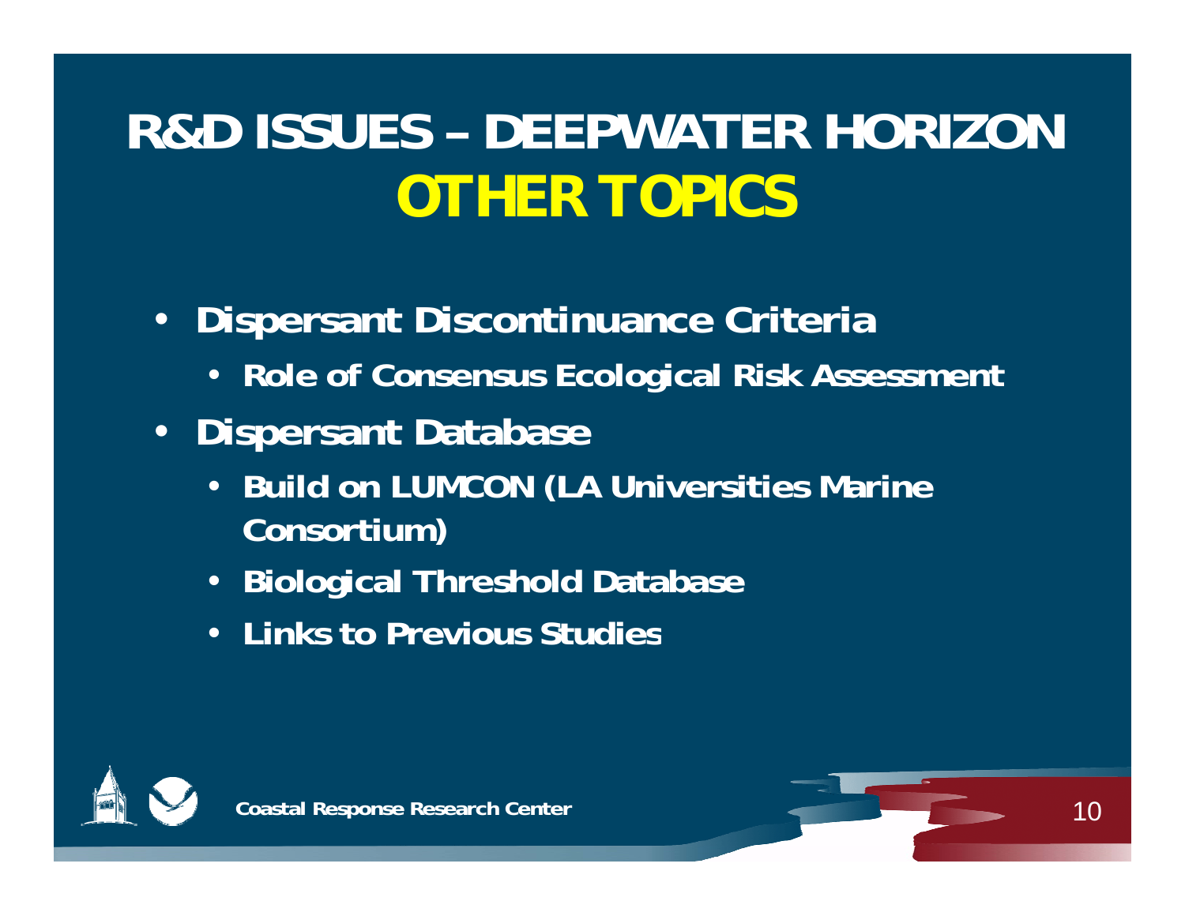# R&D ISSUES – DEEPWATER HORIZON
## OTHER TOPICS

- **Dispersant Discontinuance Criteria**
  - **Role of Consensus Ecological Risk Assessment**
- **Dispersant Database**
  - **Build on LUMCON (LA Universities Marine Consortium)**
  - **Biological Threshold Database**
  - **Links to Previous Studies**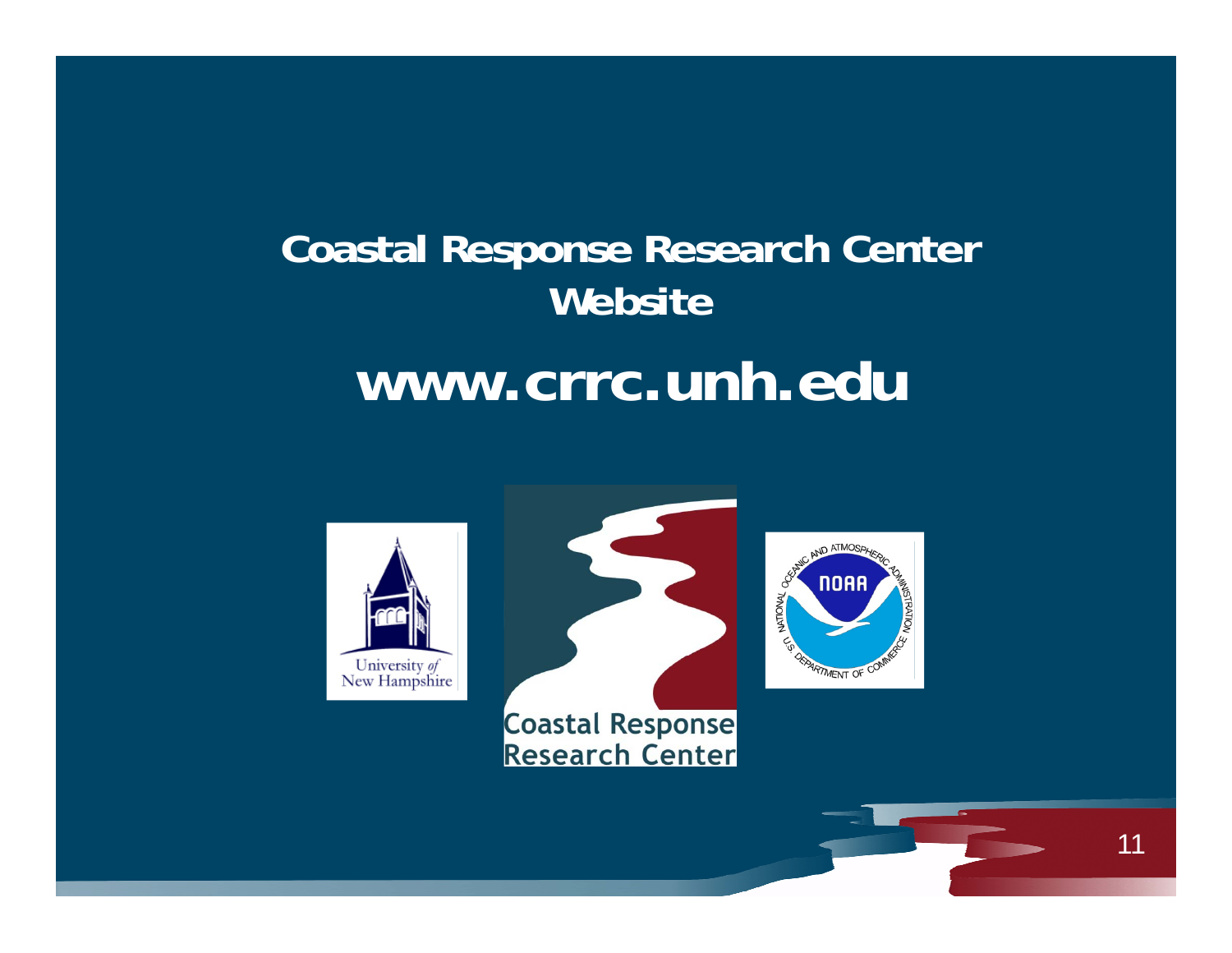# Coastal Response Research Center Website

## www.crrc.unh.edu